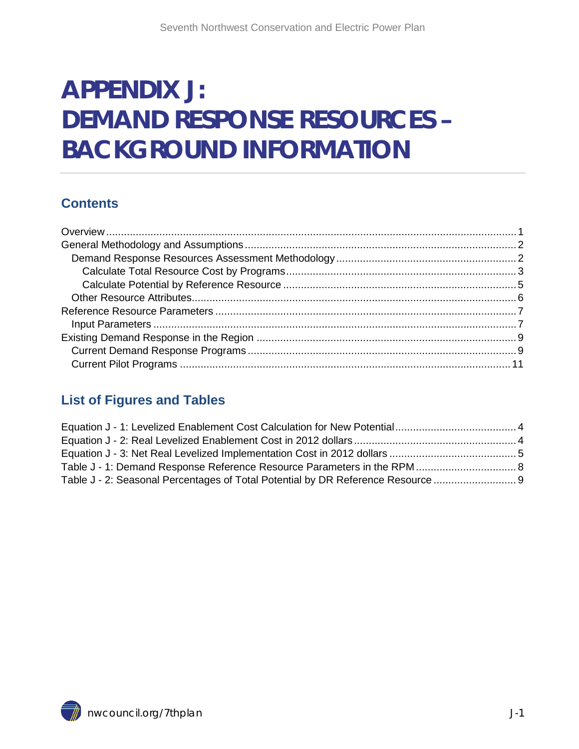# APPENDIX J: DEMAND RESPONSE RESOURCES – BACKGROUND INFORMATION

## Contents

Overview ........................................ 1
General Methodology and Assumptions ........................................ 2
  Demand Response Resources Assessment Methodology ........................................ 2
    Calculate Total Resource Cost by Programs ........................................ 3
    Calculate Potential by Reference Resource ........................................ 5
  Other Resource Attributes ........................................ 6
Reference Resource Parameters ........................................ 7
  Input Parameters ........................................ 7
Existing Demand Response in the Region ........................................ 9
  Current Demand Response Programs ........................................ 9
  Current Pilot Programs ........................................ 11

## List of Figures and Tables

Equation J - 1: Levelized Enablement Cost Calculation for New Potential ........................................ 4
Equation J - 2: Real Levelized Enablement Cost in 2012 dollars ........................................ 4
Equation J - 3: Net Real Levelized Implementation Cost in 2012 dollars ........................................ 5
Table J - 1: Demand Response Reference Resource Parameters in the RPM ........................................ 8
Table J - 2: Seasonal Percentages of Total Potential by DR Reference Resource ........................................ 9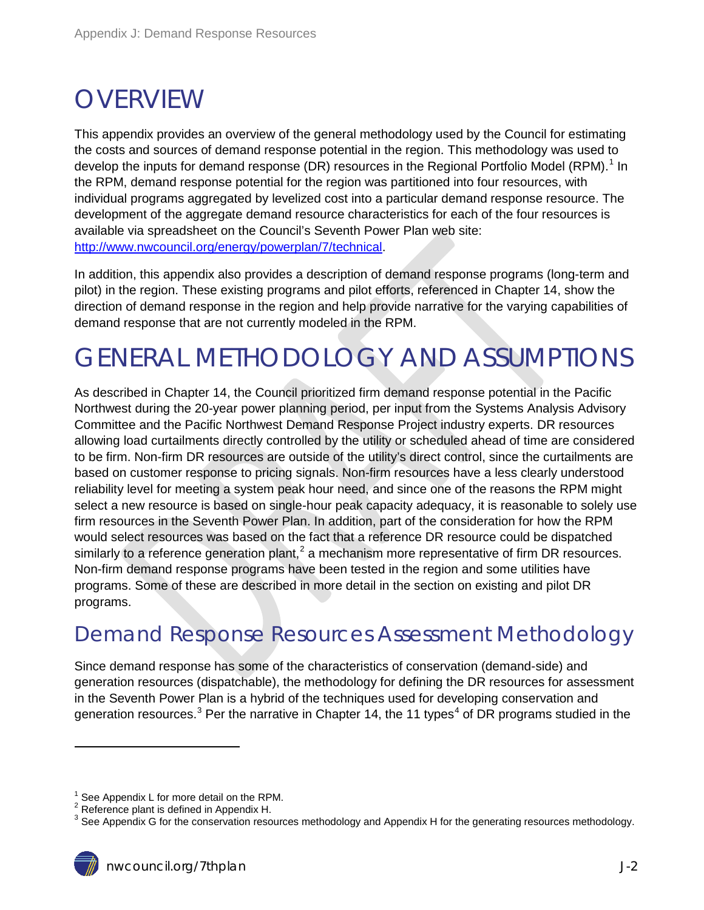# OVERVIEW

This appendix provides an overview of the general methodology used by the Council for estimating the costs and sources of demand response potential in the region. This methodology was used to develop the inputs for demand response (DR) resources in the Regional Portfolio Model (RPM).[1] In the RPM, demand response potential for the region was partitioned into four resources, with individual programs aggregated by levelized cost into a particular demand response resource. The development of the aggregate demand resource characteristics for each of the four resources is available via spreadsheet on the Council's Seventh Power Plan web site: http://www.nwcouncil.org/energy/powerplan/7/technical.

In addition, this appendix also provides a description of demand response programs (long-term and pilot) in the region. These existing programs and pilot efforts, referenced in Chapter 14, show the direction of demand response in the region and help provide narrative for the varying capabilities of demand response that are not currently modeled in the RPM.

# GENERAL METHODOLOGY AND ASSUMPTIONS

As described in Chapter 14, the Council prioritized firm demand response potential in the Pacific Northwest during the 20-year power planning period, per input from the Systems Analysis Advisory Committee and the Pacific Northwest Demand Response Project industry experts. DR resources allowing load curtailments directly controlled by the utility or scheduled ahead of time are considered to be firm. Non-firm DR resources are outside of the utility's direct control, since the curtailments are based on customer response to pricing signals. Non-firm resources have a less clearly understood reliability level for meeting a system peak hour need, and since one of the reasons the RPM might select a new resource is based on single-hour peak capacity adequacy, it is reasonable to solely use firm resources in the Seventh Power Plan. In addition, part of the consideration for how the RPM would select resources was based on the fact that a reference DR resource could be dispatched similarly to a reference generation plant,[2] a mechanism more representative of firm DR resources. Non-firm demand response programs have been tested in the region and some utilities have programs. Some of these are described in more detail in the section on existing and pilot DR programs.

## Demand Response Resources Assessment Methodology

Since demand response has some of the characteristics of conservation (demand-side) and generation resources (dispatchable), the methodology for defining the DR resources for assessment in the Seventh Power Plan is a hybrid of the techniques used for developing conservation and generation resources.[3] Per the narrative in Chapter 14, the 11 types[4] of DR programs studied in the

---

[1] See Appendix L for more detail on the RPM.

[2] Reference plant is defined in Appendix H.

[3] See Appendix G for the conservation resources methodology and Appendix H for the generating resources methodology.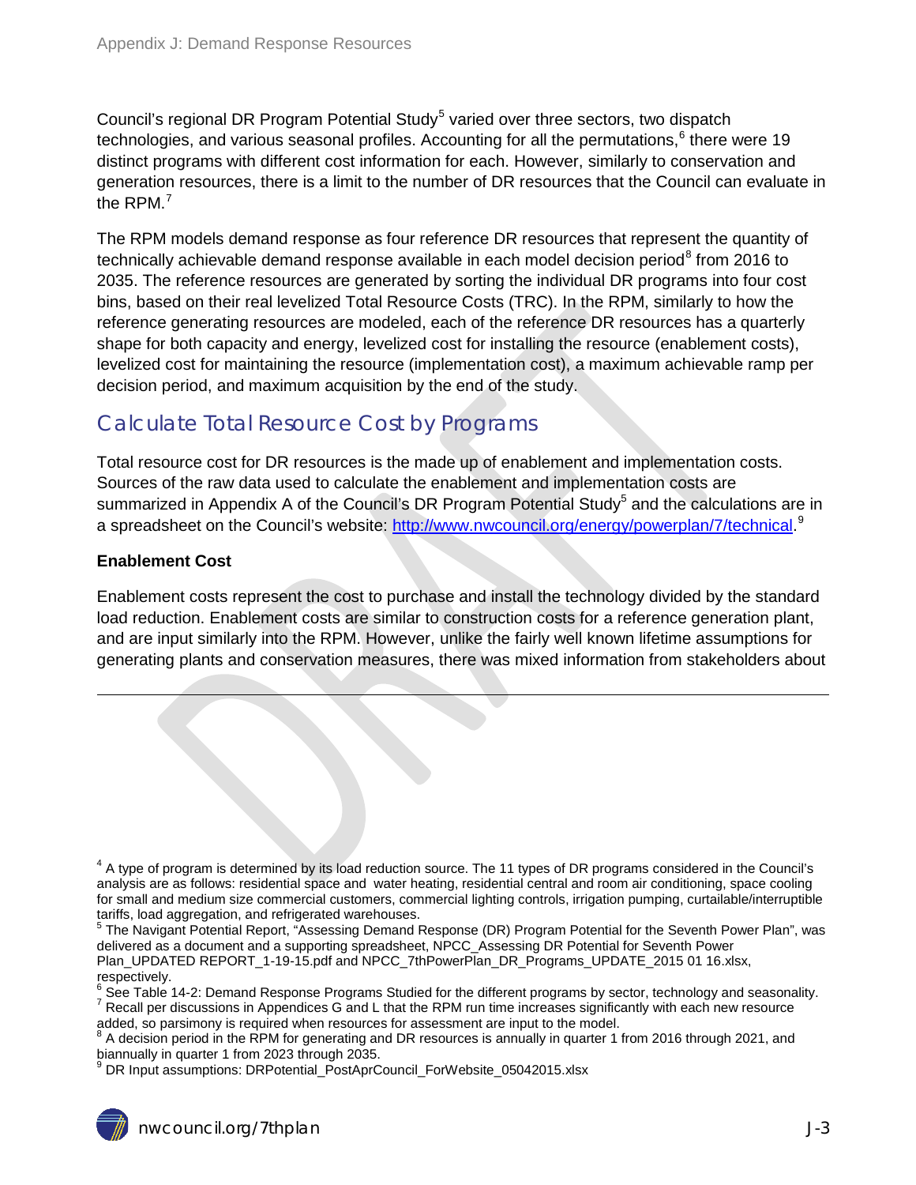Council's regional DR Program Potential Study[5] varied over three sectors, two dispatch technologies, and various seasonal profiles. Accounting for all the permutations,[6] there were 19 distinct programs with different cost information for each. However, similarly to conservation and generation resources, there is a limit to the number of DR resources that the Council can evaluate in the RPM.[7]

The RPM models demand response as four reference DR resources that represent the quantity of technically achievable demand response available in each model decision period[8] from 2016 to 2035. The reference resources are generated by sorting the individual DR programs into four cost bins, based on their real levelized Total Resource Costs (TRC). In the RPM, similarly to how the reference generating resources are modeled, each of the reference DR resources has a quarterly shape for both capacity and energy, levelized cost for installing the resource (enablement costs), levelized cost for maintaining the resource (implementation cost), a maximum achievable ramp per decision period, and maximum acquisition by the end of the study.

## Calculate Total Resource Cost by Programs

Total resource cost for DR resources is the made up of enablement and implementation costs. Sources of the raw data used to calculate the enablement and implementation costs are summarized in Appendix A of the Council's DR Program Potential Study[5] and the calculations are in a spreadsheet on the Council's website: [http://www.nwcouncil.org/energy/powerplan/7/technical](http://www.nwcouncil.org/energy/powerplan/7/technical).[9]

**Enablement Cost**

Enablement costs represent the cost to purchase and install the technology divided by the standard load reduction. Enablement costs are similar to construction costs for a reference generation plant, and are input similarly into the RPM. However, unlike the fairly well known lifetime assumptions for generating plants and conservation measures, there was mixed information from stakeholders about

---

[4] A type of program is determined by its load reduction source. The 11 types of DR programs considered in the Council's analysis are as follows: residential space and water heating, residential central and room air conditioning, space cooling for small and medium size commercial customers, commercial lighting controls, irrigation pumping, curtailable/interruptible tariffs, load aggregation, and refrigerated warehouses.

[5] The Navigant Potential Report, "Assessing Demand Response (DR) Program Potential for the Seventh Power Plan", was delivered as a document and a supporting spreadsheet, NPCC_Assessing DR Potential for Seventh Power Plan_UPDATED REPORT_1-19-15.pdf and NPCC_7thPowerPlan_DR_Programs_UPDATE_2015 01 16.xlsx, respectively.

[6] See Table 14-2: Demand Response Programs Studied for the different programs by sector, technology and seasonality.

[7] Recall per discussions in Appendices G and L that the RPM run time increases significantly with each new resource added, so parsimony is required when resources for assessment are input to the model.

[8] A decision period in the RPM for generating and DR resources is annually in quarter 1 from 2016 through 2021, and biannually in quarter 1 from 2023 through 2035.

[9] DR Input assumptions: DRPotential_PostAprCouncil_ForWebsite_05042015.xlsx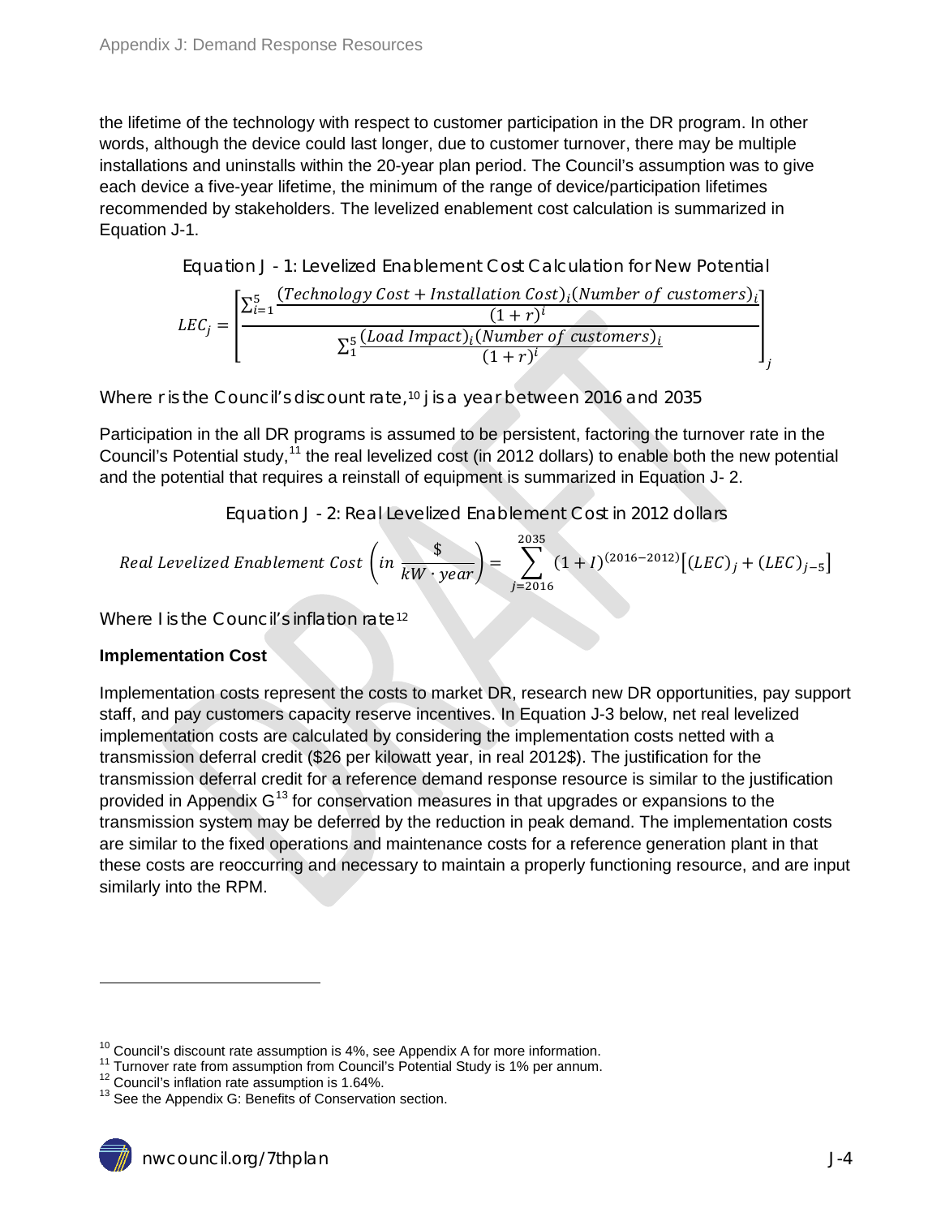the lifetime of the technology with respect to customer participation in the DR program. In other words, although the device could last longer, due to customer turnover, there may be multiple installations and uninstalls within the 20-year plan period. The Council's assumption was to give each device a five-year lifetime, the minimum of the range of device/participation lifetimes recommended by stakeholders. The levelized enablement cost calculation is summarized in Equation J-1.

Equation J - 1: Levelized Enablement Cost Calculation for New Potential

$$LEC_j = \left[ \frac{\sum_{i=1}^{5} \frac{(Technology\ Cost + Installation\ Cost)_i (Number\ of\ customers)_i}{(1+r)^i}}{\sum_{1}^{5} \frac{(Load\ Impact)_i (Number\ of\ customers)_i}{(1+r)^i}} \right]_j$$

Where r is the Council's discount rate,[10] j is a year between 2016 and 2035

Participation in the all DR programs is assumed to be persistent, factoring the turnover rate in the Council's Potential study,[11] the real levelized cost (in 2012 dollars) to enable both the new potential and the potential that requires a reinstall of equipment is summarized in Equation J- 2.

Equation J - 2: Real Levelized Enablement Cost in 2012 dollars

$$Real\ Levelized\ Enablement\ Cost \left( in\ \frac{\$}{kW \cdot year} \right) = \sum_{j=2016}^{2035} (1+I)^{(2016-2012)} \left[ (LEC)_j + (LEC)_{j-5} \right]$$

Where I is the Council's inflation rate[12]

**Implementation Cost**

Implementation costs represent the costs to market DR, research new DR opportunities, pay support staff, and pay customers capacity reserve incentives. In Equation J-3 below, net real levelized implementation costs are calculated by considering the implementation costs netted with a transmission deferral credit ($26 per kilowatt year, in real 2012$). The justification for the transmission deferral credit for a reference demand response resource is similar to the justification provided in Appendix G[13] for conservation measures in that upgrades or expansions to the transmission system may be deferred by the reduction in peak demand. The implementation costs are similar to the fixed operations and maintenance costs for a reference generation plant in that these costs are reoccurring and necessary to maintain a properly functioning resource, and are input similarly into the RPM.

---

[10] Council's discount rate assumption is 4%, see Appendix A for more information.
[11] Turnover rate from assumption from Council's Potential Study is 1% per annum.
[12] Council's inflation rate assumption is 1.64%.
[13] See the Appendix G: Benefits of Conservation section.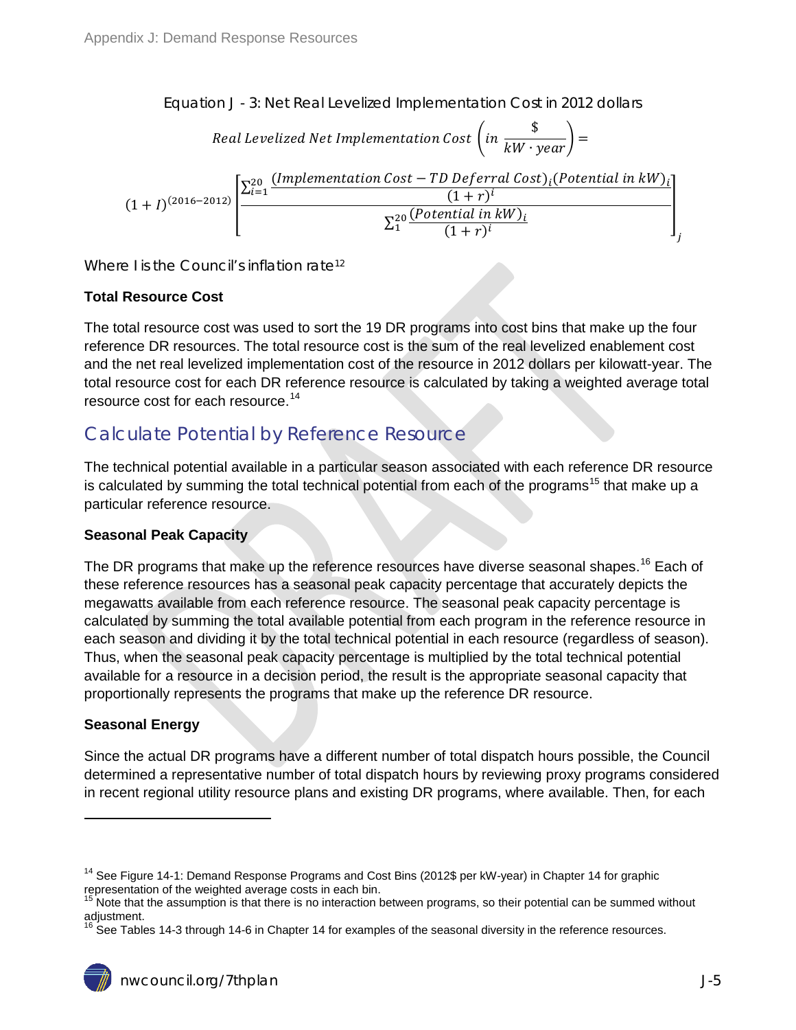Equation J - 3: Net Real Levelized Implementation Cost in 2012 dollars

$$Real\ Levelized\ Net\ Implementation\ Cost\ \left(in\ \frac{\$}{kW \cdot year}\right) =$$

$$(1+I)^{(2016-2012)} \left[ \frac{\sum_{i=1}^{20} \frac{(Implementation\ Cost - TD\ Deferral\ Cost)_i (Potential\ in\ kW)_i}{(1+r)^i}}{\sum_{1}^{20} \frac{(Potential\ in\ kW)_i}{(1+r)^i}} \right]_j$$

Where I is the Council's inflation rate[12]

**Total Resource Cost**

The total resource cost was used to sort the 19 DR programs into cost bins that make up the four reference DR resources. The total resource cost is the sum of the real levelized enablement cost and the net real levelized implementation cost of the resource in 2012 dollars per kilowatt-year. The total resource cost for each DR reference resource is calculated by taking a weighted average total resource cost for each resource.[14]

## Calculate Potential by Reference Resource

The technical potential available in a particular season associated with each reference DR resource is calculated by summing the total technical potential from each of the programs[15] that make up a particular reference resource.

**Seasonal Peak Capacity**

The DR programs that make up the reference resources have diverse seasonal shapes.[16] Each of these reference resources has a seasonal peak capacity percentage that accurately depicts the megawatts available from each reference resource. The seasonal peak capacity percentage is calculated by summing the total available potential from each program in the reference resource in each season and dividing it by the total technical potential in each resource (regardless of season). Thus, when the seasonal peak capacity percentage is multiplied by the total technical potential available for a resource in a decision period, the result is the appropriate seasonal capacity that proportionally represents the programs that make up the reference DR resource.

**Seasonal Energy**

Since the actual DR programs have a different number of total dispatch hours possible, the Council determined a representative number of total dispatch hours by reviewing proxy programs considered in recent regional utility resource plans and existing DR programs, where available. Then, for each

---

[14] See Figure 14-1: Demand Response Programs and Cost Bins (2012$ per kW-year) in Chapter 14 for graphic representation of the weighted average costs in each bin.

[15] Note that the assumption is that there is no interaction between programs, so their potential can be summed without adjustment.

[16] See Tables 14-3 through 14-6 in Chapter 14 for examples of the seasonal diversity in the reference resources.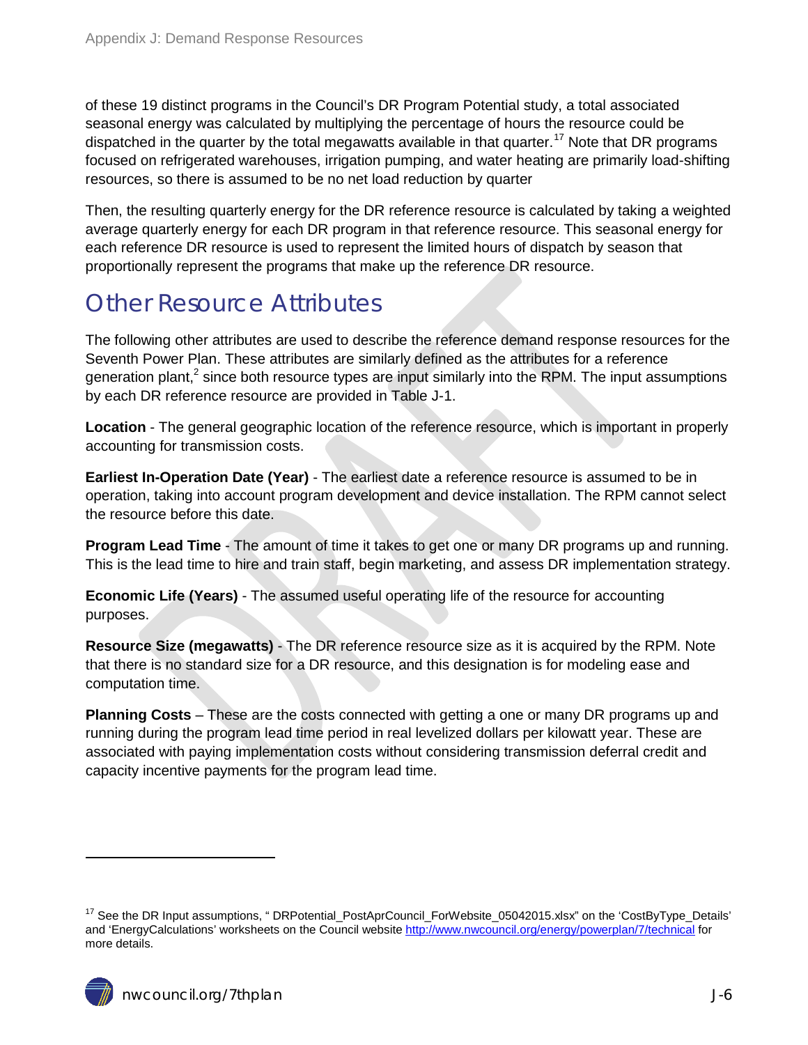of these 19 distinct programs in the Council's DR Program Potential study, a total associated seasonal energy was calculated by multiplying the percentage of hours the resource could be dispatched in the quarter by the total megawatts available in that quarter.[17] Note that DR programs focused on refrigerated warehouses, irrigation pumping, and water heating are primarily load-shifting resources, so there is assumed to be no net load reduction by quarter

Then, the resulting quarterly energy for the DR reference resource is calculated by taking a weighted average quarterly energy for each DR program in that reference resource. This seasonal energy for each reference DR resource is used to represent the limited hours of dispatch by season that proportionally represent the programs that make up the reference DR resource.

## Other Resource Attributes

The following other attributes are used to describe the reference demand response resources for the Seventh Power Plan. These attributes are similarly defined as the attributes for a reference generation plant,[2] since both resource types are input similarly into the RPM. The input assumptions by each DR reference resource are provided in Table J-1.

**Location** - The general geographic location of the reference resource, which is important in properly accounting for transmission costs.

**Earliest In-Operation Date (Year)** - The earliest date a reference resource is assumed to be in operation, taking into account program development and device installation. The RPM cannot select the resource before this date.

**Program Lead Time** - The amount of time it takes to get one or many DR programs up and running. This is the lead time to hire and train staff, begin marketing, and assess DR implementation strategy.

**Economic Life (Years)** - The assumed useful operating life of the resource for accounting purposes.

**Resource Size (megawatts)** - The DR reference resource size as it is acquired by the RPM. Note that there is no standard size for a DR resource, and this designation is for modeling ease and computation time.

**Planning Costs** – These are the costs connected with getting a one or many DR programs up and running during the program lead time period in real levelized dollars per kilowatt year. These are associated with paying implementation costs without considering transmission deferral credit and capacity incentive payments for the program lead time.

---

[17] See the DR Input assumptions, " DRPotential_PostAprCouncil_ForWebsite_05042015.xlsx" on the 'CostByType_Details' and 'EnergyCalculations' worksheets on the Council website http://www.nwcouncil.org/energy/powerplan/7/technical for more details.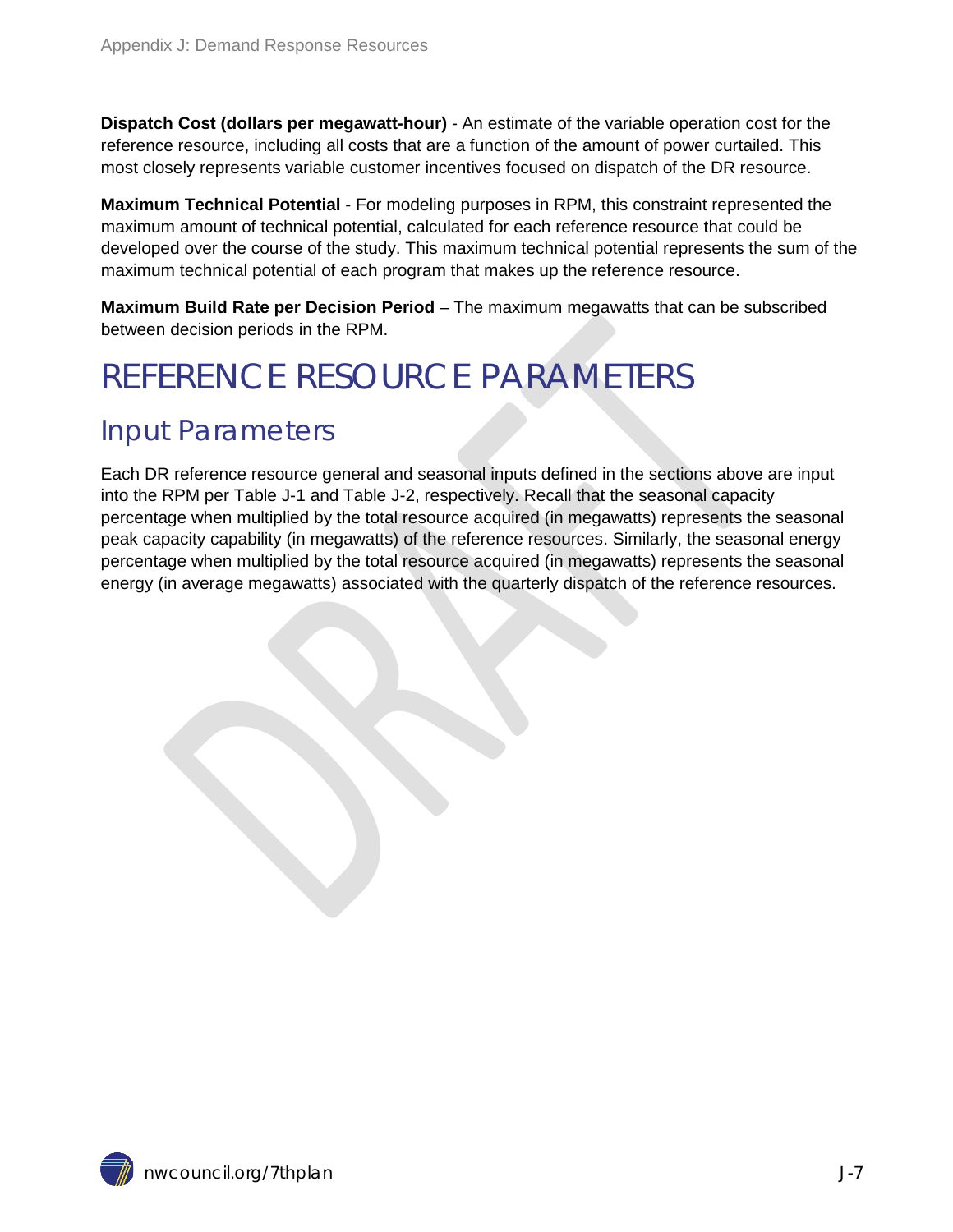**Dispatch Cost (dollars per megawatt-hour)** - An estimate of the variable operation cost for the reference resource, including all costs that are a function of the amount of power curtailed. This most closely represents variable customer incentives focused on dispatch of the DR resource.

**Maximum Technical Potential** - For modeling purposes in RPM, this constraint represented the maximum amount of technical potential, calculated for each reference resource that could be developed over the course of the study. This maximum technical potential represents the sum of the maximum technical potential of each program that makes up the reference resource.

**Maximum Build Rate per Decision Period** – The maximum megawatts that can be subscribed between decision periods in the RPM.

# REFERENCE RESOURCE PARAMETERS

## Input Parameters

Each DR reference resource general and seasonal inputs defined in the sections above are input into the RPM per Table J-1 and Table J-2, respectively. Recall that the seasonal capacity percentage when multiplied by the total resource acquired (in megawatts) represents the seasonal peak capacity capability (in megawatts) of the reference resources. Similarly, the seasonal energy percentage when multiplied by the total resource acquired (in megawatts) represents the seasonal energy (in average megawatts) associated with the quarterly dispatch of the reference resources.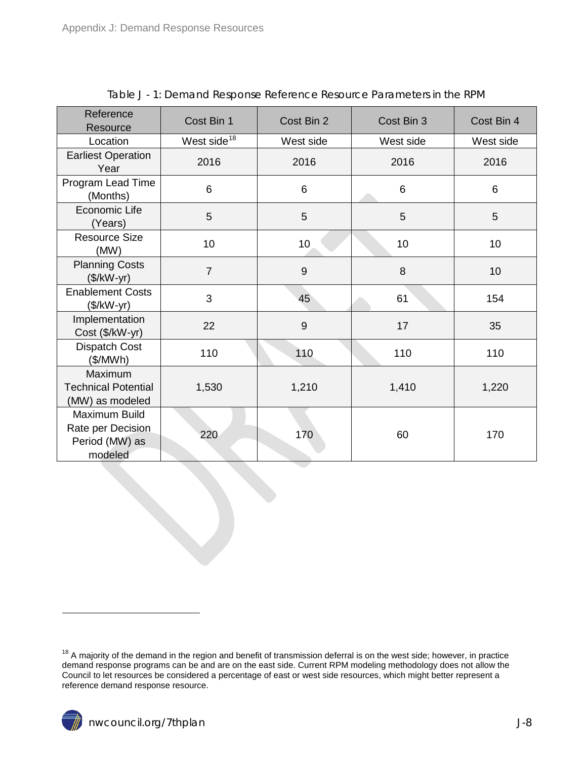Table J - 1: Demand Response Reference Resource Parameters in the RPM

| Reference Resource | Cost Bin 1 | Cost Bin 2 | Cost Bin 3 | Cost Bin 4 |
|---|---|---|---|---|
| Location | West side[18] | West side | West side | West side |
| Earliest Operation Year | 2016 | 2016 | 2016 | 2016 |
| Program Lead Time (Months) | 6 | 6 | 6 | 6 |
| Economic Life (Years) | 5 | 5 | 5 | 5 |
| Resource Size (MW) | 10 | 10 | 10 | 10 |
| Planning Costs ($/kW-yr) | 7 | 9 | 8 | 10 |
| Enablement Costs ($/kW-yr) | 3 | 45 | 61 | 154 |
| Implementation Cost ($/kW-yr) | 22 | 9 | 17 | 35 |
| Dispatch Cost ($/MWh) | 110 | 110 | 110 | 110 |
| Maximum Technical Potential (MW) as modeled | 1,530 | 1,210 | 1,410 | 1,220 |
| Maximum Build Rate per Decision Period (MW) as modeled | 220 | 170 | 60 | 170 |

[18] A majority of the demand in the region and benefit of transmission deferral is on the west side; however, in practice demand response programs can be and are on the east side. Current RPM modeling methodology does not allow the Council to let resources be considered a percentage of east or west side resources, which might better represent a reference demand response resource.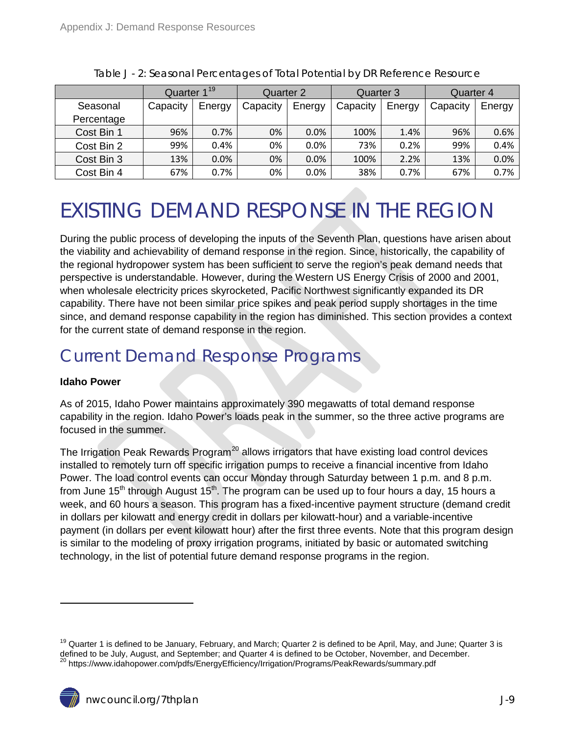Table J - 2: Seasonal Percentages of Total Potential by DR Reference Resource

| | Quarter 1[19] | | Quarter 2 | | Quarter 3 | | Quarter 4 | |
|---|---|---|---|---|---|---|---|---|
| Seasonal Percentage | Capacity | Energy | Capacity | Energy | Capacity | Energy | Capacity | Energy |
| Cost Bin 1 | 96% | 0.7% | 0% | 0.0% | 100% | 1.4% | 96% | 0.6% |
| Cost Bin 2 | 99% | 0.4% | 0% | 0.0% | 73% | 0.2% | 99% | 0.4% |
| Cost Bin 3 | 13% | 0.0% | 0% | 0.0% | 100% | 2.2% | 13% | 0.0% |
| Cost Bin 4 | 67% | 0.7% | 0% | 0.0% | 38% | 0.7% | 67% | 0.7% |

# EXISTING DEMAND RESPONSE IN THE REGION

During the public process of developing the inputs of the Seventh Plan, questions have arisen about the viability and achievability of demand response in the region. Since, historically, the capability of the regional hydropower system has been sufficient to serve the region's peak demand needs that perspective is understandable. However, during the Western US Energy Crisis of 2000 and 2001, when wholesale electricity prices skyrocketed, Pacific Northwest significantly expanded its DR capability. There have not been similar price spikes and peak period supply shortages in the time since, and demand response capability in the region has diminished. This section provides a context for the current state of demand response in the region.

## Current Demand Response Programs

**Idaho Power**

As of 2015, Idaho Power maintains approximately 390 megawatts of total demand response capability in the region. Idaho Power's loads peak in the summer, so the three active programs are focused in the summer.

The Irrigation Peak Rewards Program[20] allows irrigators that have existing load control devices installed to remotely turn off specific irrigation pumps to receive a financial incentive from Idaho Power. The load control events can occur Monday through Saturday between 1 p.m. and 8 p.m. from June 15th through August 15th. The program can be used up to four hours a day, 15 hours a week, and 60 hours a season. This program has a fixed-incentive payment structure (demand credit in dollars per kilowatt and energy credit in dollars per kilowatt-hour) and a variable-incentive payment (in dollars per event kilowatt hour) after the first three events. Note that this program design is similar to the modeling of proxy irrigation programs, initiated by basic or automated switching technology, in the list of potential future demand response programs in the region.

[19] Quarter 1 is defined to be January, February, and March; Quarter 2 is defined to be April, May, and June; Quarter 3 is defined to be July, August, and September; and Quarter 4 is defined to be October, November, and December.

[20] https://www.idahopower.com/pdfs/EnergyEfficiency/Irrigation/Programs/PeakRewards/summary.pdf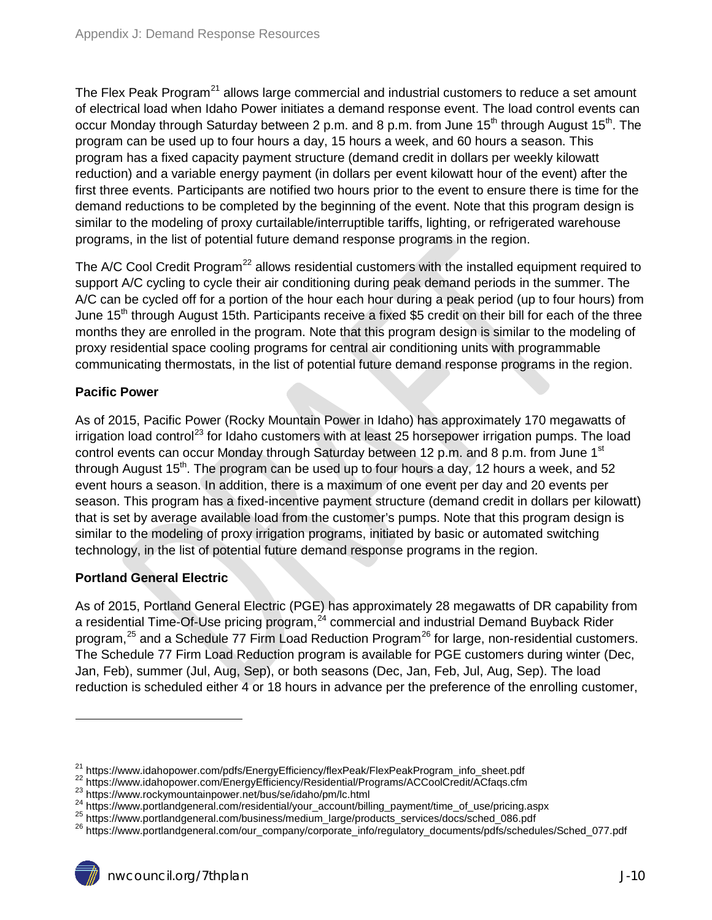The Flex Peak Program[21] allows large commercial and industrial customers to reduce a set amount of electrical load when Idaho Power initiates a demand response event. The load control events can occur Monday through Saturday between 2 p.m. and 8 p.m. from June 15th through August 15th. The program can be used up to four hours a day, 15 hours a week, and 60 hours a season. This program has a fixed capacity payment structure (demand credit in dollars per weekly kilowatt reduction) and a variable energy payment (in dollars per event kilowatt hour of the event) after the first three events. Participants are notified two hours prior to the event to ensure there is time for the demand reductions to be completed by the beginning of the event. Note that this program design is similar to the modeling of proxy curtailable/interruptible tariffs, lighting, or refrigerated warehouse programs, in the list of potential future demand response programs in the region.

The A/C Cool Credit Program[22] allows residential customers with the installed equipment required to support A/C cycling to cycle their air conditioning during peak demand periods in the summer. The A/C can be cycled off for a portion of the hour each hour during a peak period (up to four hours) from June 15th through August 15th. Participants receive a fixed $5 credit on their bill for each of the three months they are enrolled in the program. Note that this program design is similar to the modeling of proxy residential space cooling programs for central air conditioning units with programmable communicating thermostats, in the list of potential future demand response programs in the region.

**Pacific Power**

As of 2015, Pacific Power (Rocky Mountain Power in Idaho) has approximately 170 megawatts of irrigation load control[23] for Idaho customers with at least 25 horsepower irrigation pumps. The load control events can occur Monday through Saturday between 12 p.m. and 8 p.m. from June 1st through August 15th. The program can be used up to four hours a day, 12 hours a week, and 52 event hours a season. In addition, there is a maximum of one event per day and 20 events per season. This program has a fixed-incentive payment structure (demand credit in dollars per kilowatt) that is set by average available load from the customer's pumps. Note that this program design is similar to the modeling of proxy irrigation programs, initiated by basic or automated switching technology, in the list of potential future demand response programs in the region.

**Portland General Electric**

As of 2015, Portland General Electric (PGE) has approximately 28 megawatts of DR capability from a residential Time-Of-Use pricing program,[24] commercial and industrial Demand Buyback Rider program,[25] and a Schedule 77 Firm Load Reduction Program[26] for large, non-residential customers. The Schedule 77 Firm Load Reduction program is available for PGE customers during winter (Dec, Jan, Feb), summer (Jul, Aug, Sep), or both seasons (Dec, Jan, Feb, Jul, Aug, Sep). The load reduction is scheduled either 4 or 18 hours in advance per the preference of the enrolling customer,

---

[21] https://www.idahopower.com/pdfs/EnergyEfficiency/flexPeak/FlexPeakProgram_info_sheet.pdf
[22] https://www.idahopower.com/EnergyEfficiency/Residential/Programs/ACCoolCredit/ACfaqs.cfm
[23] https://www.rockymountainpower.net/bus/se/idaho/pm/lc.html
[24] https://www.portlandgeneral.com/residential/your_account/billing_payment/time_of_use/pricing.aspx
[25] https://www.portlandgeneral.com/business/medium_large/products_services/docs/sched_086.pdf
[26] https://www.portlandgeneral.com/our_company/corporate_info/regulatory_documents/pdfs/schedules/Sched_077.pdf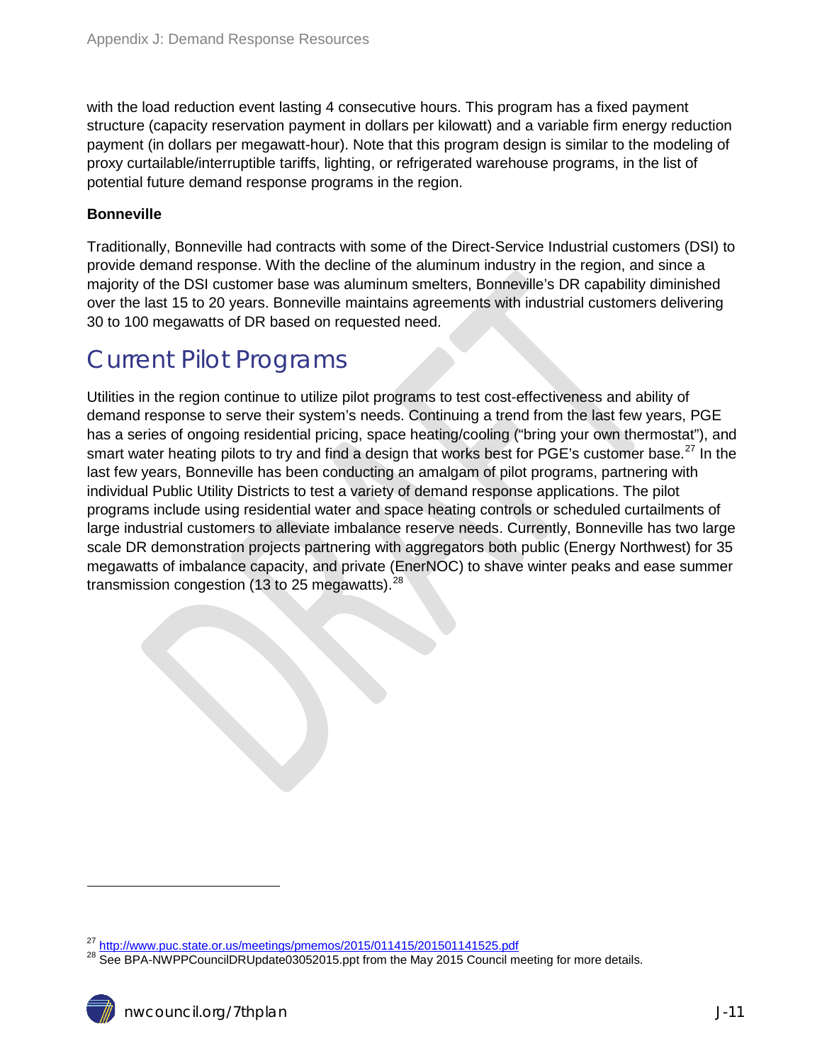with the load reduction event lasting 4 consecutive hours. This program has a fixed payment structure (capacity reservation payment in dollars per kilowatt) and a variable firm energy reduction payment (in dollars per megawatt-hour). Note that this program design is similar to the modeling of proxy curtailable/interruptible tariffs, lighting, or refrigerated warehouse programs, in the list of potential future demand response programs in the region.

**Bonneville**

Traditionally, Bonneville had contracts with some of the Direct-Service Industrial customers (DSI) to provide demand response. With the decline of the aluminum industry in the region, and since a majority of the DSI customer base was aluminum smelters, Bonneville's DR capability diminished over the last 15 to 20 years. Bonneville maintains agreements with industrial customers delivering 30 to 100 megawatts of DR based on requested need.

# Current Pilot Programs

Utilities in the region continue to utilize pilot programs to test cost-effectiveness and ability of demand response to serve their system's needs. Continuing a trend from the last few years, PGE has a series of ongoing residential pricing, space heating/cooling ("bring your own thermostat"), and smart water heating pilots to try and find a design that works best for PGE's customer base.[27] In the last few years, Bonneville has been conducting an amalgam of pilot programs, partnering with individual Public Utility Districts to test a variety of demand response applications. The pilot programs include using residential water and space heating controls or scheduled curtailments of large industrial customers to alleviate imbalance reserve needs. Currently, Bonneville has two large scale DR demonstration projects partnering with aggregators both public (Energy Northwest) for 35 megawatts of imbalance capacity, and private (EnerNOC) to shave winter peaks and ease summer transmission congestion (13 to 25 megawatts).[28]

[27] http://www.puc.state.or.us/meetings/pmemos/2015/011415/201501141525.pdf

[28] See BPA-NWPPCouncilDRUpdate03052015.ppt from the May 2015 Council meeting for more details.